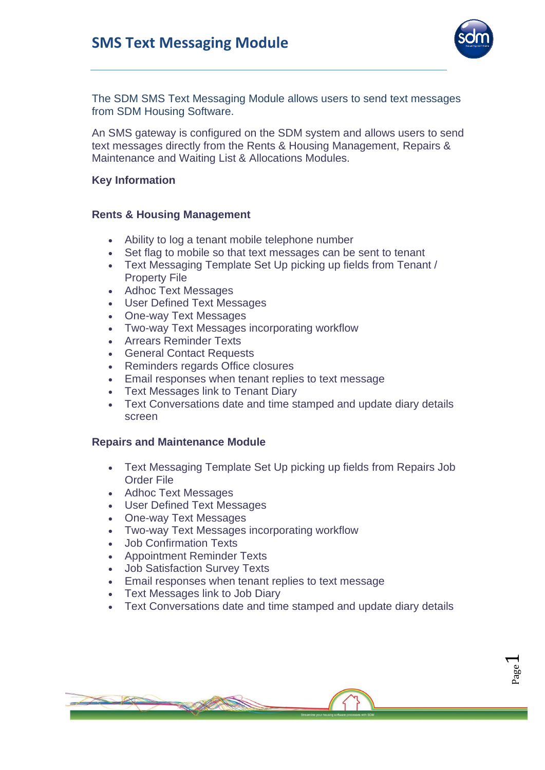# SMS Text Messaging Module

The SDM SMS Text Messaging Module allows users to send text messages from SDM Housing Software.

An SMS gateway is configured on the SDM system and allows users to send text messages directly from the Rents & Housing Management, Repairs & Maintenance and Waiting List & Allocations Modules.

**Key Information**

**Rents & Housing Management**

- Ability to log a tenant mobile telephone number
- Set flag to mobile so that text messages can be sent to tenant
- Text Messaging Template Set Up picking up fields from Tenant / Property File
- Adhoc Text Messages
- User Defined Text Messages
- One-way Text Messages
- Two-way Text Messages incorporating workflow
- Arrears Reminder Texts
- General Contact Requests
- Reminders regards Office closures
- Email responses when tenant replies to text message
- Text Messages link to Tenant Diary
- Text Conversations date and time stamped and update diary details screen

**Repairs and Maintenance Module**

- Text Messaging Template Set Up picking up fields from Repairs Job Order File
- Adhoc Text Messages
- User Defined Text Messages
- One-way Text Messages
- Two-way Text Messages incorporating workflow
- Job Confirmation Texts
- Appointment Reminder Texts
- Job Satisfaction Survey Texts
- Email responses when tenant replies to text message
- Text Messages link to Job Diary
- Text Conversations date and time stamped and update diary details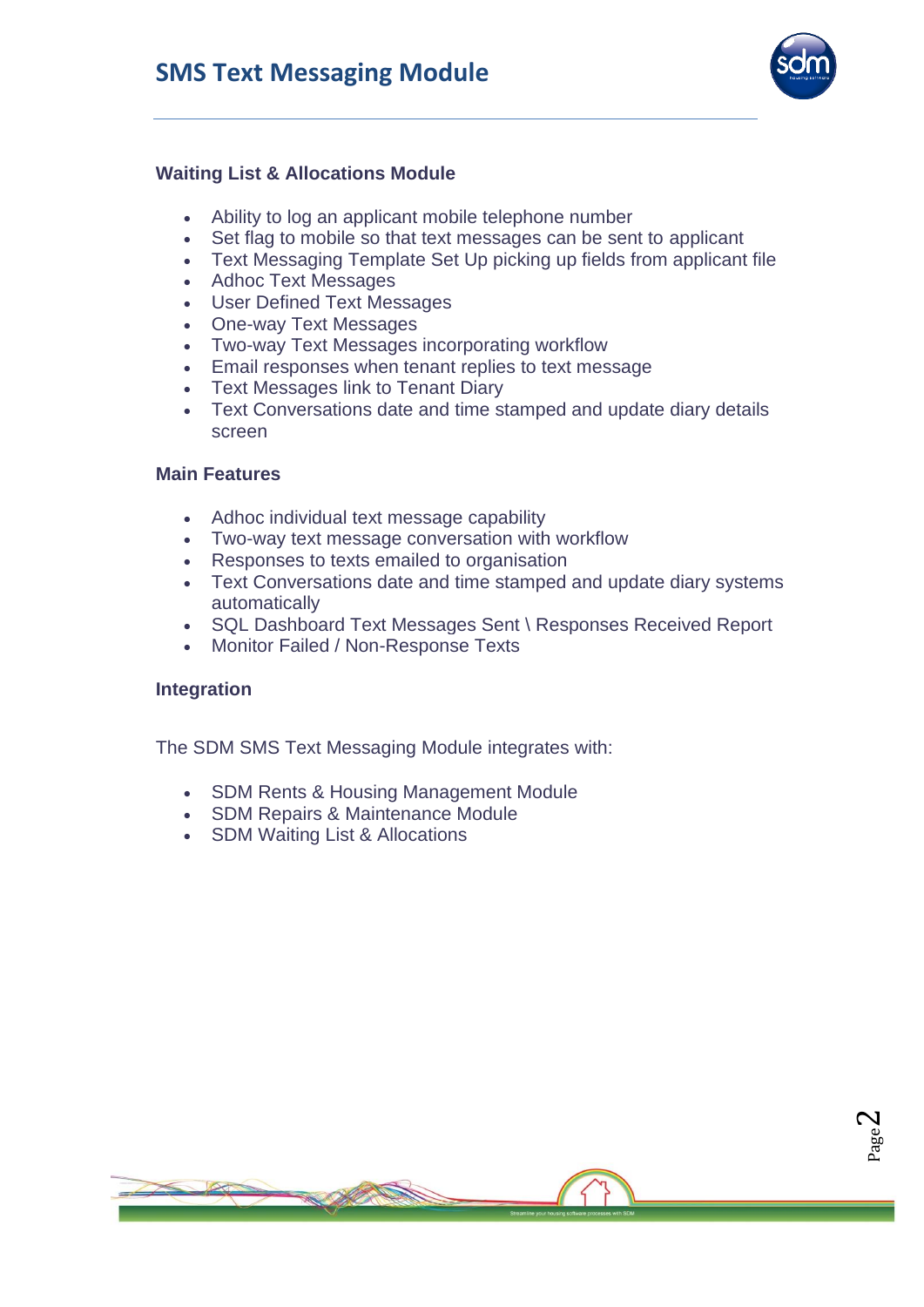## Waiting List & Allocations Module

- Ability to log an applicant mobile telephone number
- Set flag to mobile so that text messages can be sent to applicant
- Text Messaging Template Set Up picking up fields from applicant file
- Adhoc Text Messages
- User Defined Text Messages
- One-way Text Messages
- Two-way Text Messages incorporating workflow
- Email responses when tenant replies to text message
- Text Messages link to Tenant Diary
- Text Conversations date and time stamped and update diary details screen

## Main Features

- Adhoc individual text message capability
- Two-way text message conversation with workflow
- Responses to texts emailed to organisation
- Text Conversations date and time stamped and update diary systems automatically
- SQL Dashboard Text Messages Sent \ Responses Received Report
- Monitor Failed / Non-Response Texts

## Integration

The SDM SMS Text Messaging Module integrates with:

- SDM Rents & Housing Management Module
- SDM Repairs & Maintenance Module
- SDM Waiting List & Allocations